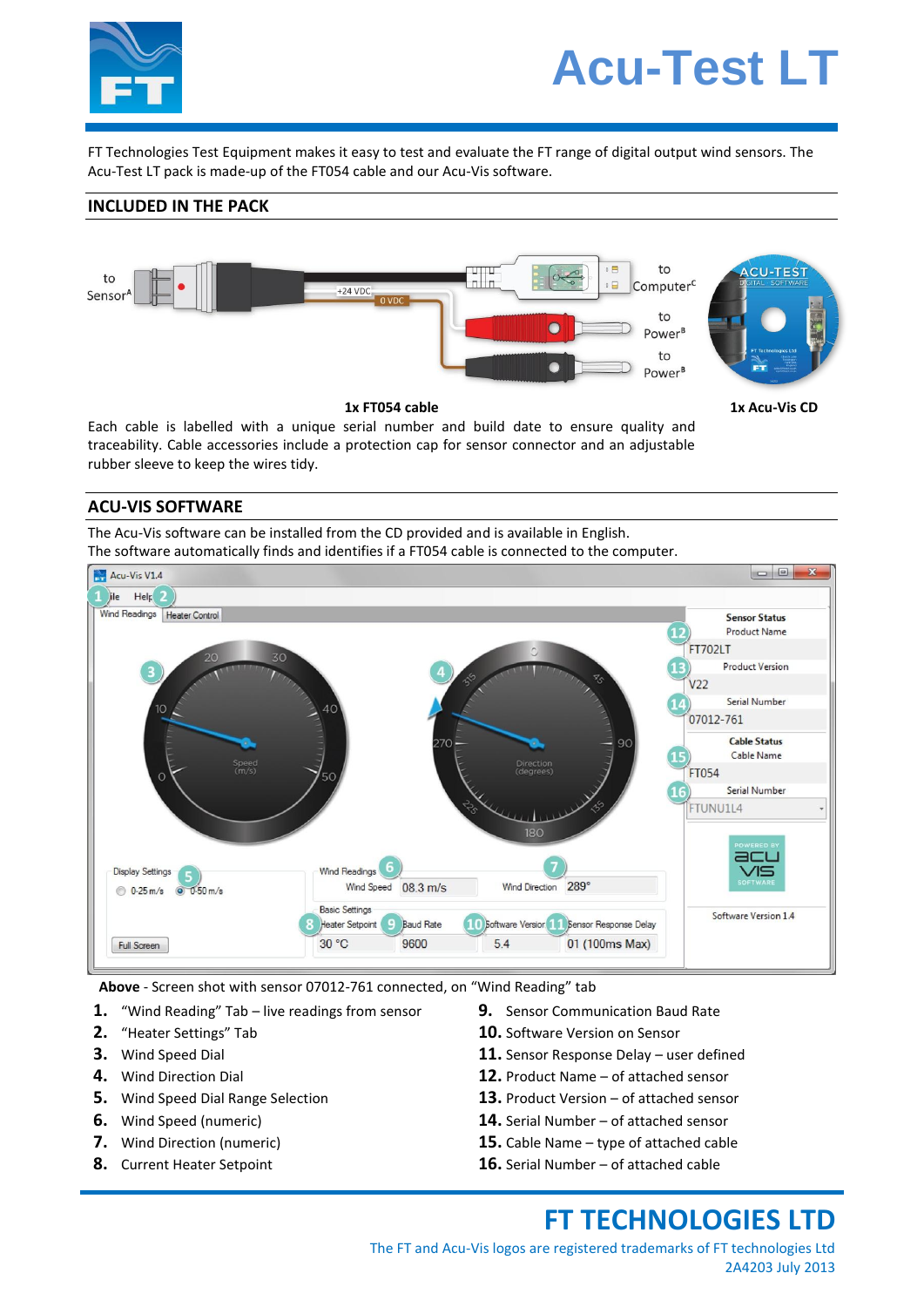# Acu-Test LT

FT Technologies Test Equipment makes it easy to test and evaluate the FT range of digital output wind sensors. The Acu-Test LT pack is made-up of the FT054 cable and our Acu-Vis software.

## INCLUDED IN THE PACK

to Sensor[A]

+24 VDC

0 VDC

to Computer[C]

to Power[B]

to Power[B]

**1x FT054 cable**

**1x Acu-Vis CD**

Each cable is labelled with a unique serial number and build date to ensure quality and traceability. Cable accessories include a protection cap for sensor connector and an adjustable rubber sleeve to keep the wires tidy.

## ACU-VIS SOFTWARE

The Acu-Vis software can be installed from the CD provided and is available in English.
The software automatically finds and identifies if a FT054 cable is connected to the computer.

**Above** - Screen shot with sensor 07012-761 connected, on "Wind Reading" tab

1. "Wind Reading" Tab – live readings from sensor
2. "Heater Settings" Tab
3. Wind Speed Dial
4. Wind Direction Dial
5. Wind Speed Dial Range Selection
6. Wind Speed (numeric)
7. Wind Direction (numeric)
8. Current Heater Setpoint
9. Sensor Communication Baud Rate
10. Software Version on Sensor
11. Sensor Response Delay – user defined
12. Product Name – of attached sensor
13. Product Version – of attached sensor
14. Serial Number – of attached sensor
15. Cable Name – type of attached cable
16. Serial Number – of attached cable

**FT TECHNOLOGIES LTD**

The FT and Acu-Vis logos are registered trademarks of FT technologies Ltd

2A4203 July 2013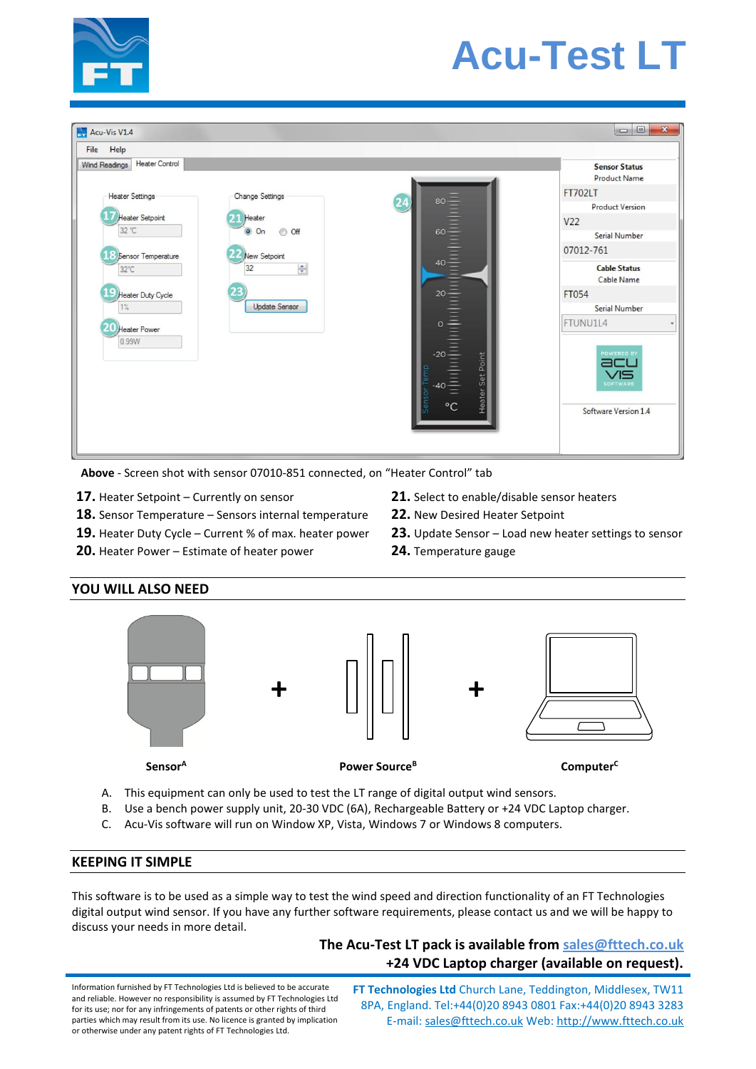# Acu-Test LT

**Above** - Screen shot with sensor 07010-851 connected, on "Heater Control" tab

**17.** Heater Setpoint – Currently on sensor
**18.** Sensor Temperature – Sensors internal temperature
**19.** Heater Duty Cycle – Current % of max. heater power
**20.** Heater Power – Estimate of heater power

**21.** Select to enable/disable sensor heaters
**22.** New Desired Heater Setpoint
**23.** Update Sensor – Load new heater settings to sensor
**24.** Temperature gauge

## YOU WILL ALSO NEED

**Sensor[A]** + **Power Source[B]** + **Computer[C]**

A. This equipment can only be used to test the LT range of digital output wind sensors.
B. Use a bench power supply unit, 20-30 VDC (6A), Rechargeable Battery or +24 VDC Laptop charger.
C. Acu-Vis software will run on Window XP, Vista, Windows 7 or Windows 8 computers.

## KEEPING IT SIMPLE

This software is to be used as a simple way to test the wind speed and direction functionality of an FT Technologies digital output wind sensor. If you have any further software requirements, please contact us and we will be happy to discuss your needs in more detail.

**The Acu-Test LT pack is available from sales@fttech.co.uk**
**+24 VDC Laptop charger (available on request).**

Information furnished by FT Technologies Ltd is believed to be accurate and reliable. However no responsibility is assumed by FT Technologies Ltd for its use; nor for any infringements of patents or other rights of third parties which may result from its use. No licence is granted by implication or otherwise under any patent rights of FT Technologies Ltd.

**FT Technologies Ltd** Church Lane, Teddington, Middlesex, TW11 8PA, England. Tel:+44(0)20 8943 0801 Fax:+44(0)20 8943 3283 E-mail: sales@fttech.co.uk Web: http://www.fttech.co.uk